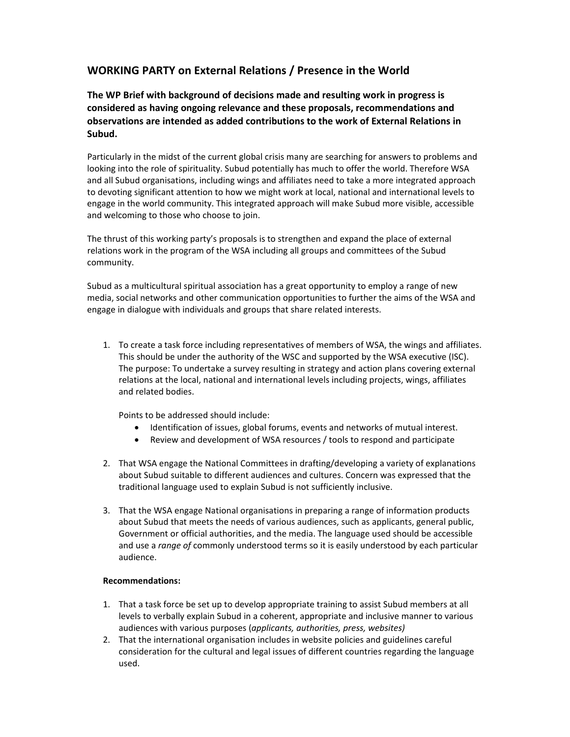# WORKING PARTY on External Relations / Presence in the World

**The WP Brief with background of decisions made and resulting work in progress is considered as having ongoing relevance and these proposals, recommendations and observations are intended as added contributions to the work of External Relations in Subud.**

Particularly in the midst of the current global crisis many are searching for answers to problems and looking into the role of spirituality. Subud potentially has much to offer the world. Therefore WSA and all Subud organisations, including wings and affiliates need to take a more integrated approach to devoting significant attention to how we might work at local, national and international levels to engage in the world community. This integrated approach will make Subud more visible, accessible and welcoming to those who choose to join.

The thrust of this working party's proposals is to strengthen and expand the place of external relations work in the program of the WSA including all groups and committees of the Subud community.

Subud as a multicultural spiritual association has a great opportunity to employ a range of new media, social networks and other communication opportunities to further the aims of the WSA and engage in dialogue with individuals and groups that share related interests.

1. To create a task force including representatives of members of WSA, the wings and affiliates. This should be under the authority of the WSC and supported by the WSA executive (ISC). The purpose: To undertake a survey resulting in strategy and action plans covering external relations at the local, national and international levels including projects, wings, affiliates and related bodies.

   Points to be addressed should include:
   - Identification of issues, global forums, events and networks of mutual interest.
   - Review and development of WSA resources / tools to respond and participate

2. That WSA engage the National Committees in drafting/developing a variety of explanations about Subud suitable to different audiences and cultures. Concern was expressed that the traditional language used to explain Subud is not sufficiently inclusive.

3. That the WSA engage National organisations in preparing a range of information products about Subud that meets the needs of various audiences, such as applicants, general public, Government or official authorities, and the media. The language used should be accessible and use a *range of* commonly understood terms so it is easily understood by each particular audience.

**Recommendations:**

1. That a task force be set up to develop appropriate training to assist Subud members at all levels to verbally explain Subud in a coherent, appropriate and inclusive manner to various audiences with various purposes (*applicants, authorities, press, websites)*
2. That the international organisation includes in website policies and guidelines careful consideration for the cultural and legal issues of different countries regarding the language used.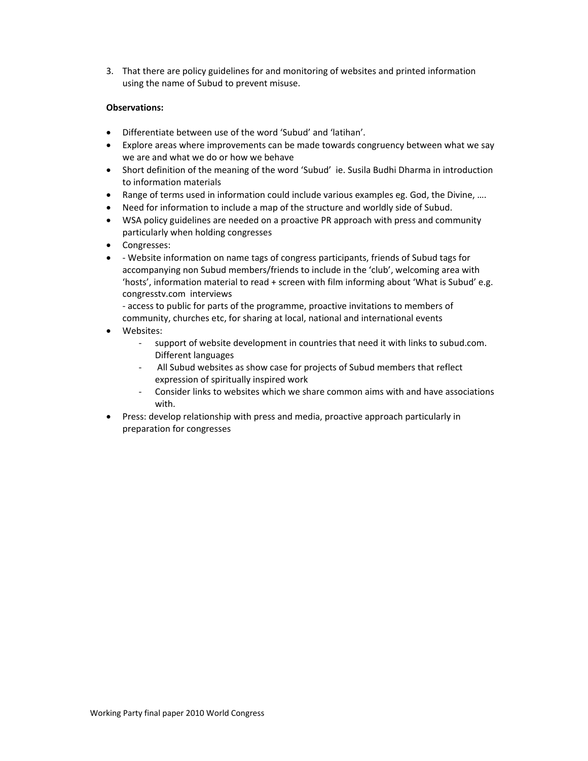3. That there are policy guidelines for and monitoring of websites and printed information using the name of Subud to prevent misuse.

**Observations:**

- Differentiate between use of the word 'Subud' and 'latihan'.
- Explore areas where improvements can be made towards congruency between what we say we are and what we do or how we behave
- Short definition of the meaning of the word 'Subud' ie. Susila Budhi Dharma in introduction to information materials
- Range of terms used in information could include various examples eg. God, the Divine, ….
- Need for information to include a map of the structure and worldly side of Subud.
- WSA policy guidelines are needed on a proactive PR approach with press and community particularly when holding congresses
- Congresses:
- - Website information on name tags of congress participants, friends of Subud tags for accompanying non Subud members/friends to include in the 'club', welcoming area with 'hosts', information material to read + screen with film informing about 'What is Subud' e.g. congresstv.com interviews
  - access to public for parts of the programme, proactive invitations to members of community, churches etc, for sharing at local, national and international events
- Websites:
  - support of website development in countries that need it with links to subud.com. Different languages
  - All Subud websites as show case for projects of Subud members that reflect expression of spiritually inspired work
  - Consider links to websites which we share common aims with and have associations with.
- Press: develop relationship with press and media, proactive approach particularly in preparation for congresses